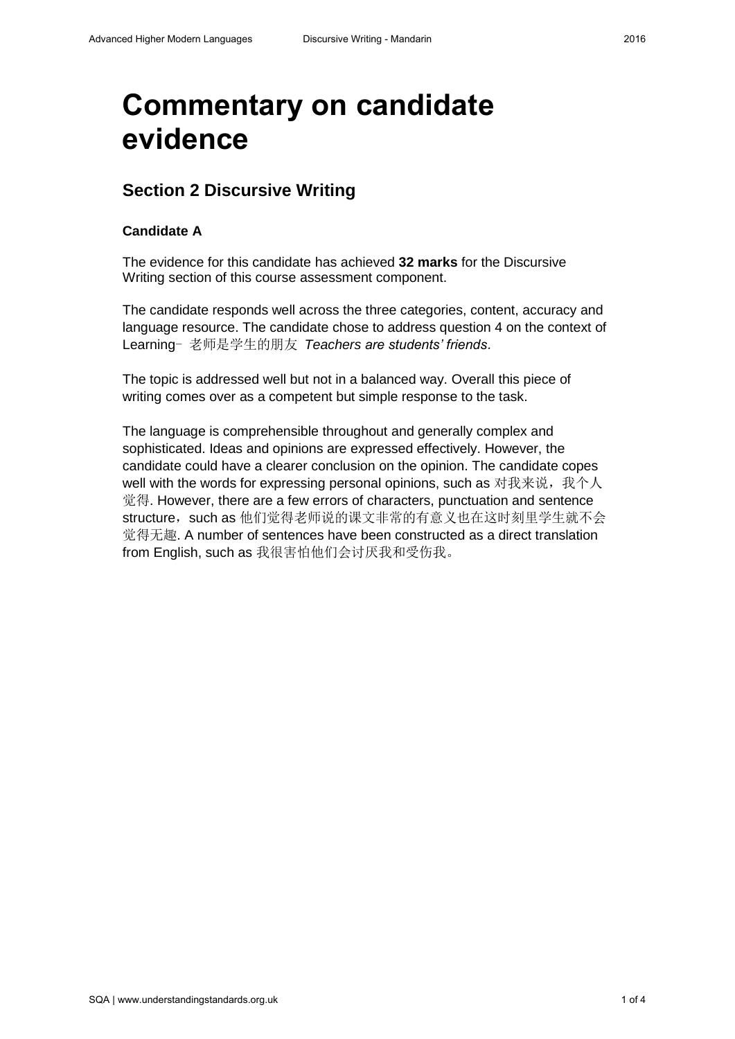# Commentary on candidate evidence

## Section 2 Discursive Writing

### Candidate A

The evidence for this candidate has achieved **32 marks** for the Discursive Writing section of this course assessment component.

The candidate responds well across the three categories, content, accuracy and language resource. The candidate chose to address question 4 on the context of Learning– 老师是学生的朋友 *Teachers are students' friends.*

The topic is addressed well but not in a balanced way. Overall this piece of writing comes over as a competent but simple response to the task.

The language is comprehensible throughout and generally complex and sophisticated. Ideas and opinions are expressed effectively. However, the candidate could have a clearer conclusion on the opinion. The candidate copes well with the words for expressing personal opinions, such as 对我来说，我个人觉得. However, there are a few errors of characters, punctuation and sentence structure，such as 他们觉得老师说的课文非常的有意义也在这时刻里学生就不会觉得无趣. A number of sentences have been constructed as a direct translation from English, such as 我很害怕他们会讨厌我和受伤我。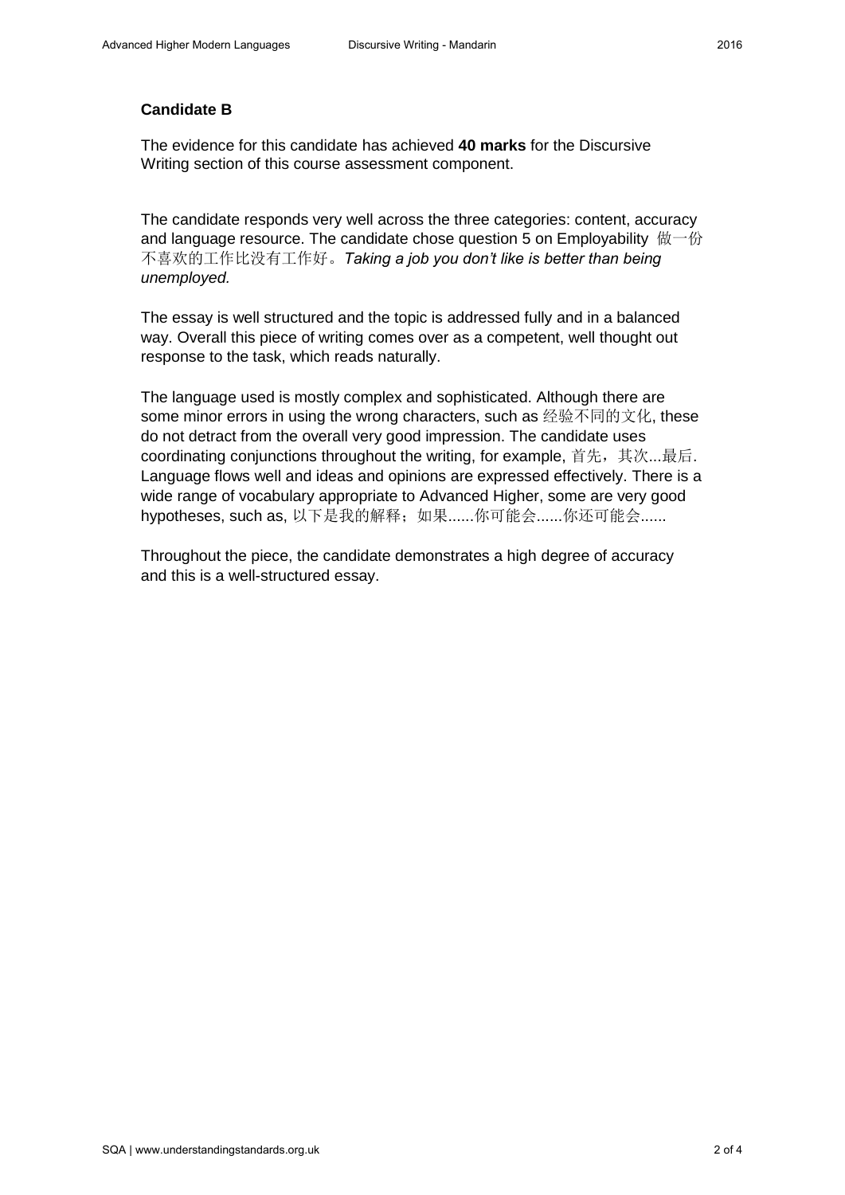**Candidate B**

The evidence for this candidate has achieved **40 marks** for the Discursive Writing section of this course assessment component.

The candidate responds very well across the three categories: content, accuracy and language resource. The candidate chose question 5 on Employability 做一份不喜欢的工作比没有工作好。*Taking a job you don't like is better than being unemployed.*

The essay is well structured and the topic is addressed fully and in a balanced way. Overall this piece of writing comes over as a competent, well thought out response to the task, which reads naturally.

The language used is mostly complex and sophisticated. Although there are some minor errors in using the wrong characters, such as 经验不同的文化, these do not detract from the overall very good impression. The candidate uses coordinating conjunctions throughout the writing, for example, 首先，其次...最后. Language flows well and ideas and opinions are expressed effectively. There is a wide range of vocabulary appropriate to Advanced Higher, some are very good hypotheses, such as, 以下是我的解释；如果......你可能会......你还可能会......

Throughout the piece, the candidate demonstrates a high degree of accuracy and this is a well-structured essay.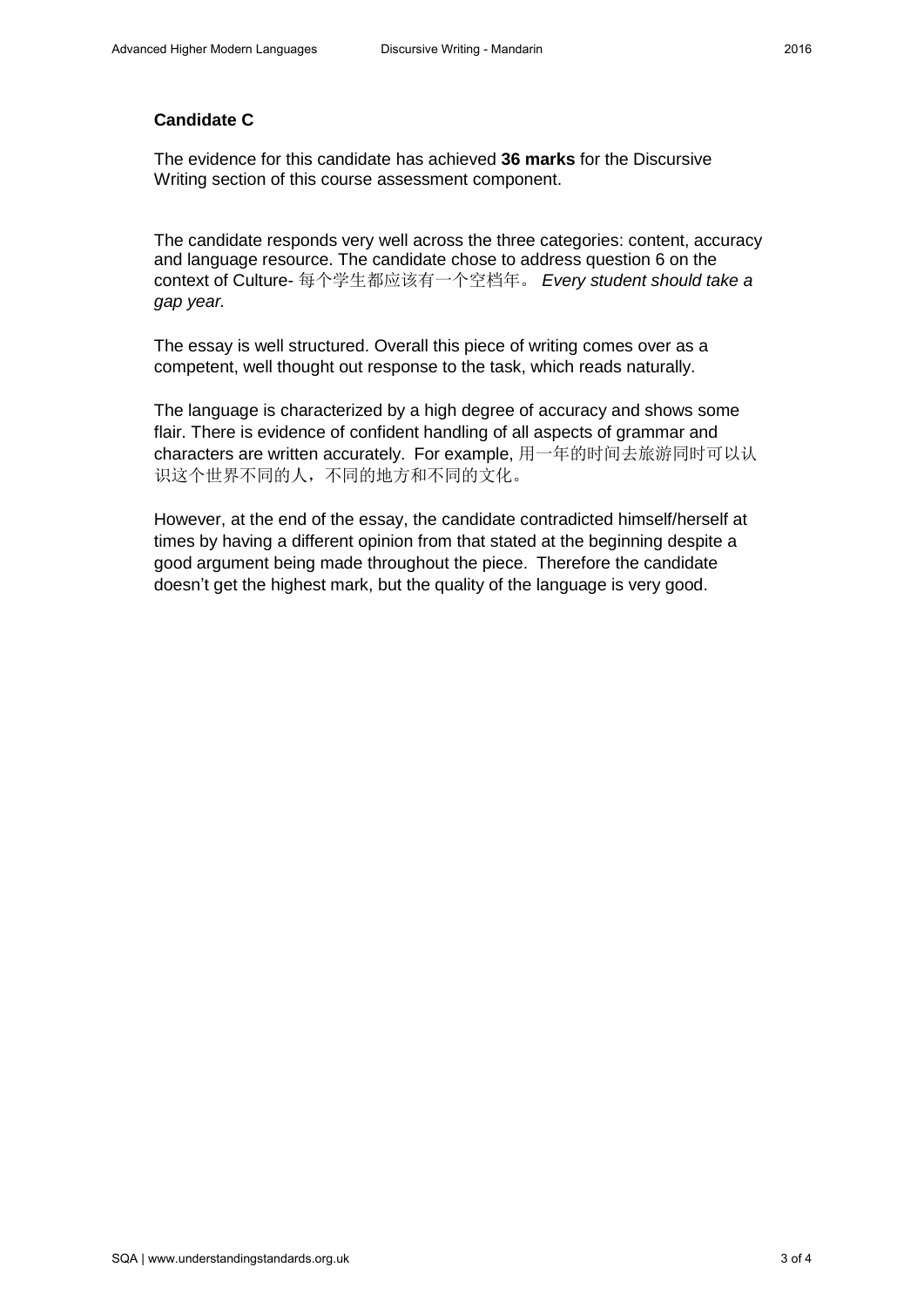**Candidate C**

The evidence for this candidate has achieved **36 marks** for the Discursive Writing section of this course assessment component.

The candidate responds very well across the three categories: content, accuracy and language resource. The candidate chose to address question 6 on the context of Culture- 每个学生都应该有一个空档年。 *Every student should take a gap year.*

The essay is well structured. Overall this piece of writing comes over as a competent, well thought out response to the task, which reads naturally.

The language is characterized by a high degree of accuracy and shows some flair. There is evidence of confident handling of all aspects of grammar and characters are written accurately. For example, 用一年的时间去旅游同时可以认识这个世界不同的人，不同的地方和不同的文化。

However, at the end of the essay, the candidate contradicted himself/herself at times by having a different opinion from that stated at the beginning despite a good argument being made throughout the piece. Therefore the candidate doesn't get the highest mark, but the quality of the language is very good.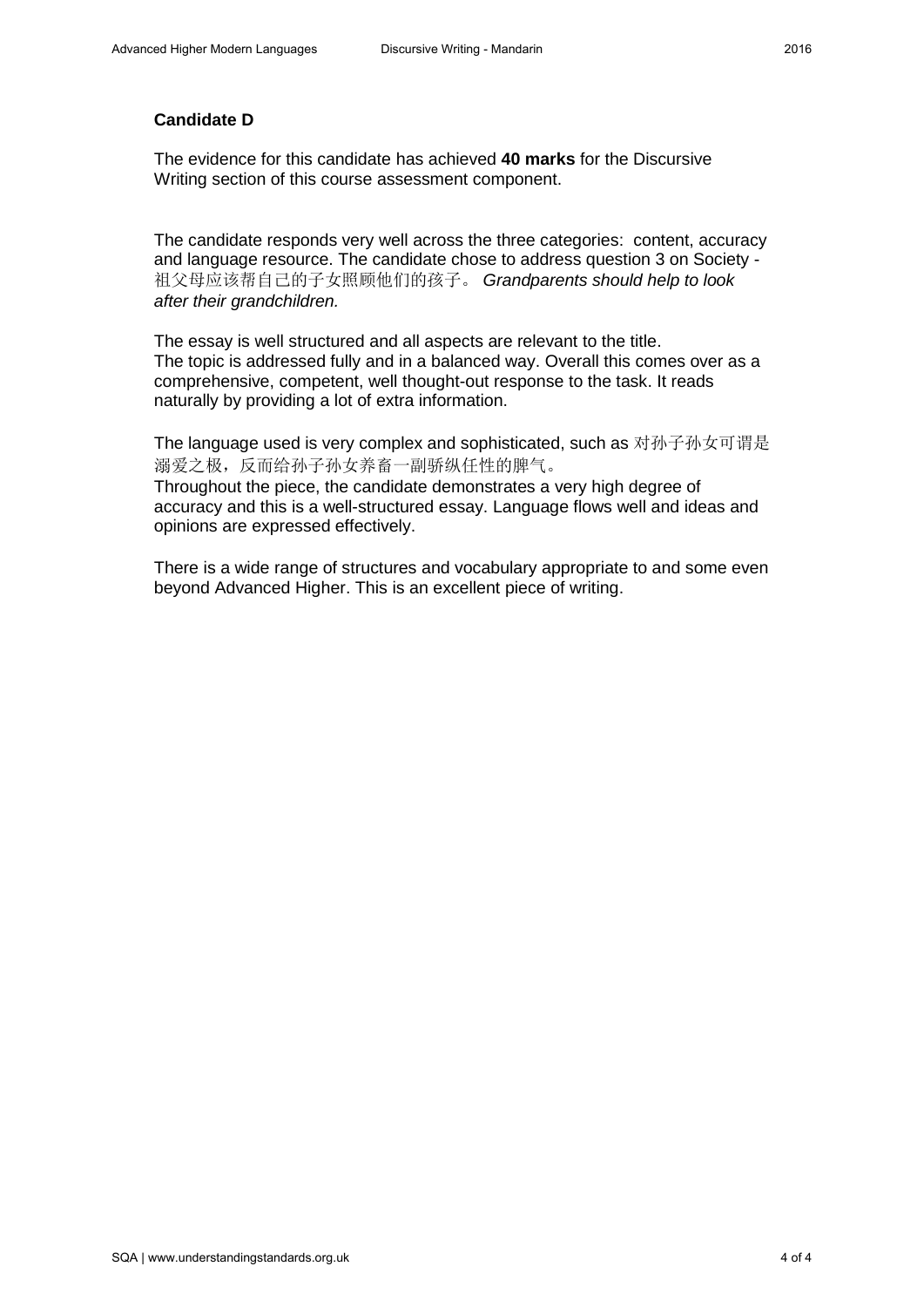**Candidate D**

The evidence for this candidate has achieved **40 marks** for the Discursive Writing section of this course assessment component.

The candidate responds very well across the three categories: content, accuracy and language resource. The candidate chose to address question 3 on Society - 祖父母应该帮自己的子女照顾他们的孩子。 *Grandparents should help to look after their grandchildren.*

The essay is well structured and all aspects are relevant to the title. The topic is addressed fully and in a balanced way. Overall this comes over as a comprehensive, competent, well thought-out response to the task. It reads naturally by providing a lot of extra information.

The language used is very complex and sophisticated, such as 对孙子孙女可谓是溺爱之极，反而给孙子孙女养畜一副骄纵任性的脾气。
Throughout the piece, the candidate demonstrates a very high degree of accuracy and this is a well-structured essay. Language flows well and ideas and opinions are expressed effectively.

There is a wide range of structures and vocabulary appropriate to and some even beyond Advanced Higher. This is an excellent piece of writing.